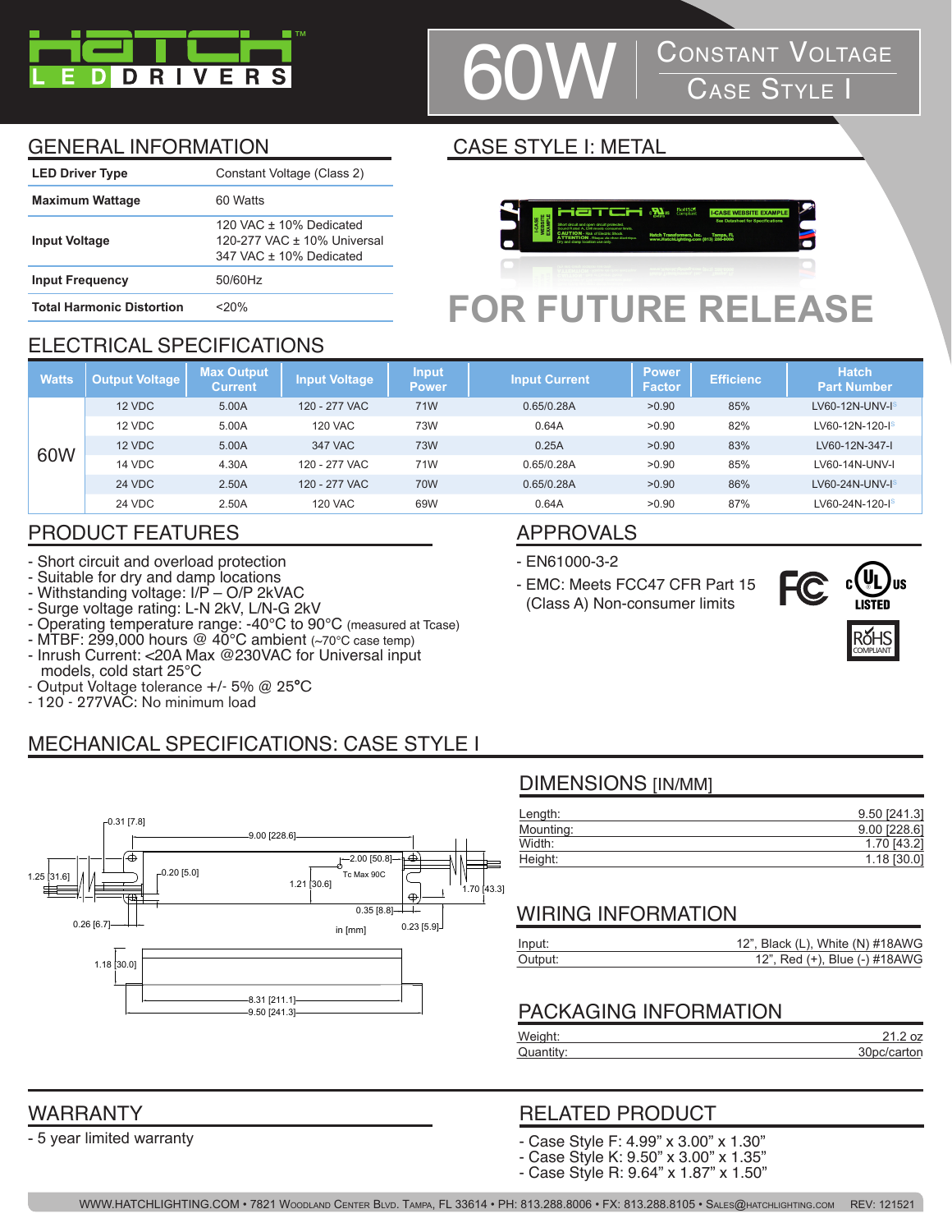# HATCH LED DRIVERS

# 60W Constant Voltage Case Style I

## GENERAL INFORMATION

| | |
|---|---|
| **LED Driver Type** | Constant Voltage (Class 2) |
| **Maximum Wattage** | 60 Watts |
| **Input Voltage** | 120 VAC ± 10% Dedicated<br>120-277 VAC ± 10% Universal<br>347 VAC ± 10% Dedicated |
| **Input Frequency** | 50/60Hz |
| **Total Harmonic Distortion** | <20% |

## CASE STYLE I: METAL

FOR FUTURE RELEASE

## ELECTRICAL SPECIFICATIONS

| Watts | Output Voltage | Max Output Current | Input Voltage | Input Power | Input Current | Power Factor | Efficienc | Hatch Part Number |
|---|---|---|---|---|---|---|---|---|
| 60W | 12 VDC | 5.00A | 120 - 277 VAC | 71W | 0.65/0.28A | >0.90 | 85% | LV60-12N-UNV-I |
| | 12 VDC | 5.00A | 120 VAC | 73W | 0.64A | >0.90 | 82% | LV60-12N-120-I |
| | 12 VDC | 5.00A | 347 VAC | 73W | 0.25A | >0.90 | 83% | LV60-12N-347-I |
| | 14 VDC | 4.30A | 120 - 277 VAC | 71W | 0.65/0.28A | >0.90 | 85% | LV60-14N-UNV-I |
| | 24 VDC | 2.50A | 120 - 277 VAC | 70W | 0.65/0.28A | >0.90 | 86% | LV60-24N-UNV-I |
| | 24 VDC | 2.50A | 120 VAC | 69W | 0.64A | >0.90 | 87% | LV60-24N-120-I |

## PRODUCT FEATURES

- Short circuit and overload protection
- Suitable for dry and damp locations
- Withstanding voltage: I/P – O/P 2kVAC
- Surge voltage rating: L-N 2kV, L/N-G 2kV
- Operating temperature range: -40°C to 90°C (measured at Tcase)
- MTBF: 299,000 hours @ 40°C ambient (~70°C case temp)
- Inrush Current: <20A Max @230VAC for Universal input models, cold start 25°C
- Output Voltage tolerance +/- 5% @ 25°C
- 120 - 277VAC: No minimum load

## APPROVALS

- EN61000-3-2
- EMC: Meets FCC47 CFR Part 15 (Class A) Non-consumer limits

## MECHANICAL SPECIFICATIONS: CASE STYLE I

0.31 [7.8]; 9.00 [228.6]; 2.00 [50.8]; Tc Max 90C; 1.25 [31.6]; 0.20 [5.0]; 1.21 [30.6]; 1.70 [43.3]; 0.35 [8.8]; 0.26 [6.7]; 0.23 [5.9]; in [mm]; 1.18 [30.0]; 8.31 [211.1]; 9.50 [241.3]

### DIMENSIONS [IN/MM]

| | |
|---|---|
| Length: | 9.50 [241.3] |
| Mounting: | 9.00 [228.6] |
| Width: | 1.70 [43.2] |
| Height: | 1.18 [30.0] |

### WIRING INFORMATION

| | |
|---|---|
| Input: | 12", Black (L), White (N) #18AWG |
| Output: | 12", Red (+), Blue (-) #18AWG |

### PACKAGING INFORMATION

| | |
|---|---|
| Weight: | 21.2 oz |
| Quantity: | 30pc/carton |

## WARRANTY

- 5 year limited warranty

## RELATED PRODUCT

- Case Style F: 4.99" x 3.00" x 1.30"
- Case Style K: 9.50" x 3.00" x 1.35"
- Case Style R: 9.64" x 1.87" x 1.50"

WWW.HATCHLIGHTING.COM • 7821 Woodland Center Blvd. Tampa, FL 33614 • PH: 813.288.8006 • FX: 813.288.8105 • Sales@hatchlighting.com REV: 121521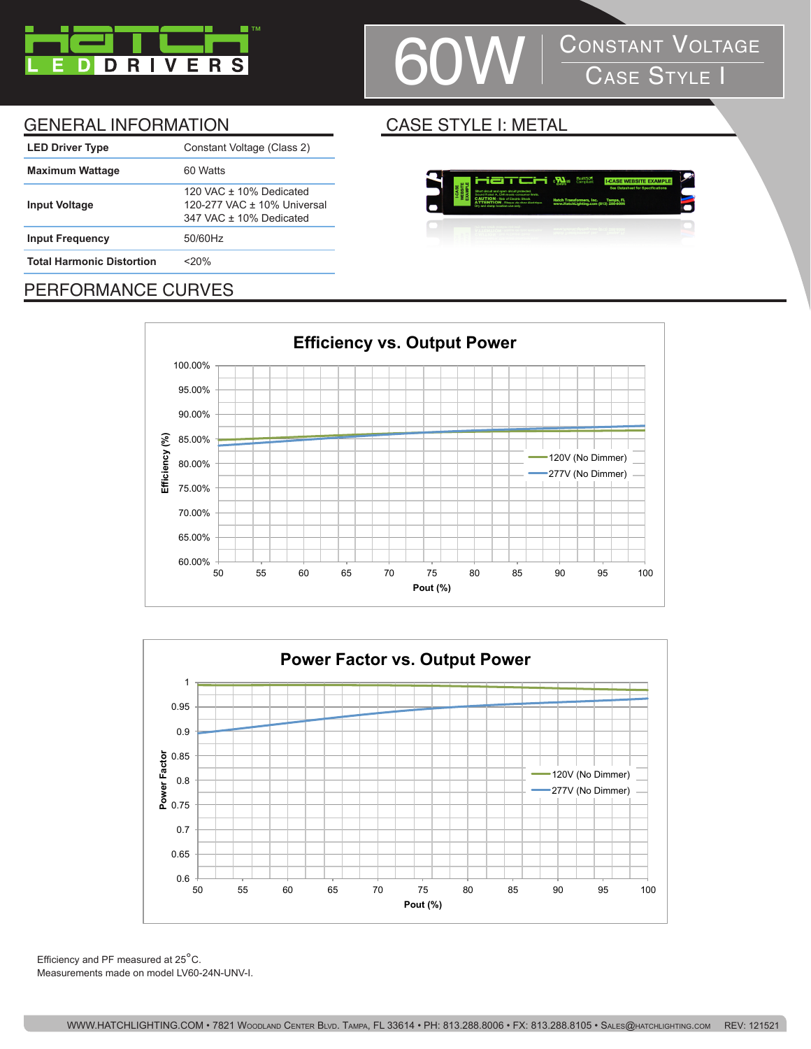# 60W Constant Voltage Case Style I

## GENERAL INFORMATION

| | |
|---|---|
| **LED Driver Type** | Constant Voltage (Class 2) |
| **Maximum Wattage** | 60 Watts |
| **Input Voltage** | 120 VAC ± 10% Dedicated<br>120-277 VAC ± 10% Universal<br>347 VAC ± 10% Dedicated |
| **Input Frequency** | 50/60Hz |
| **Total Harmonic Distortion** | <20% |

## CASE STYLE I: METAL

## PERFORMANCE CURVES

**Efficiency vs. Output Power**

**Power Factor vs. Output Power**

Efficiency and PF measured at 25°C.
Measurements made on model LV60-24N-UNV-I.

WWW.HATCHLIGHTING.COM • 7821 Woodland Center Blvd. Tampa, FL 33614 • PH: 813.288.8006 • FX: 813.288.8105 • Sales@hatchlighting.com REV: 121521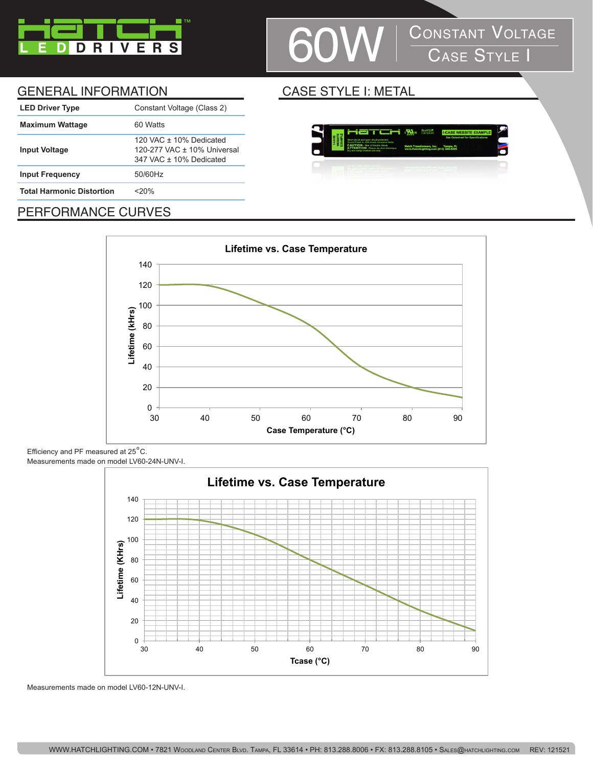# 60W Constant Voltage Case Style I

## GENERAL INFORMATION

| | |
|---|---|
| **LED Driver Type** | Constant Voltage (Class 2) |
| **Maximum Wattage** | 60 Watts |
| **Input Voltage** | 120 VAC ± 10% Dedicated<br>120-277 VAC ± 10% Universal<br>347 VAC ± 10% Dedicated |
| **Input Frequency** | 50/60Hz |
| **Total Harmonic Distortion** | <20% |

## CASE STYLE I: METAL

## PERFORMANCE CURVES

Lifetime vs. Case Temperature

Lifetime (kHrs)

140
120
100
80
60
40
20
0

30 40 50 60 70 80 90

Case Temperature (°C)

Efficiency and PF measured at 25°C.
Measurements made on model LV60-24N-UNV-I.

Lifetime vs. Case Temperature

Lifetime (KHrs)

140
120
100
80
60
40
20
0

30 40 50 60 70 80 90

Tcase (°C)

Measurements made on model LV60-12N-UNV-I.

WWW.HATCHLIGHTING.COM • 7821 Woodland Center Blvd. Tampa, FL 33614 • PH: 813.288.8006 • FX: 813.288.8105 • Sales@hatchlighting.com REV: 121521